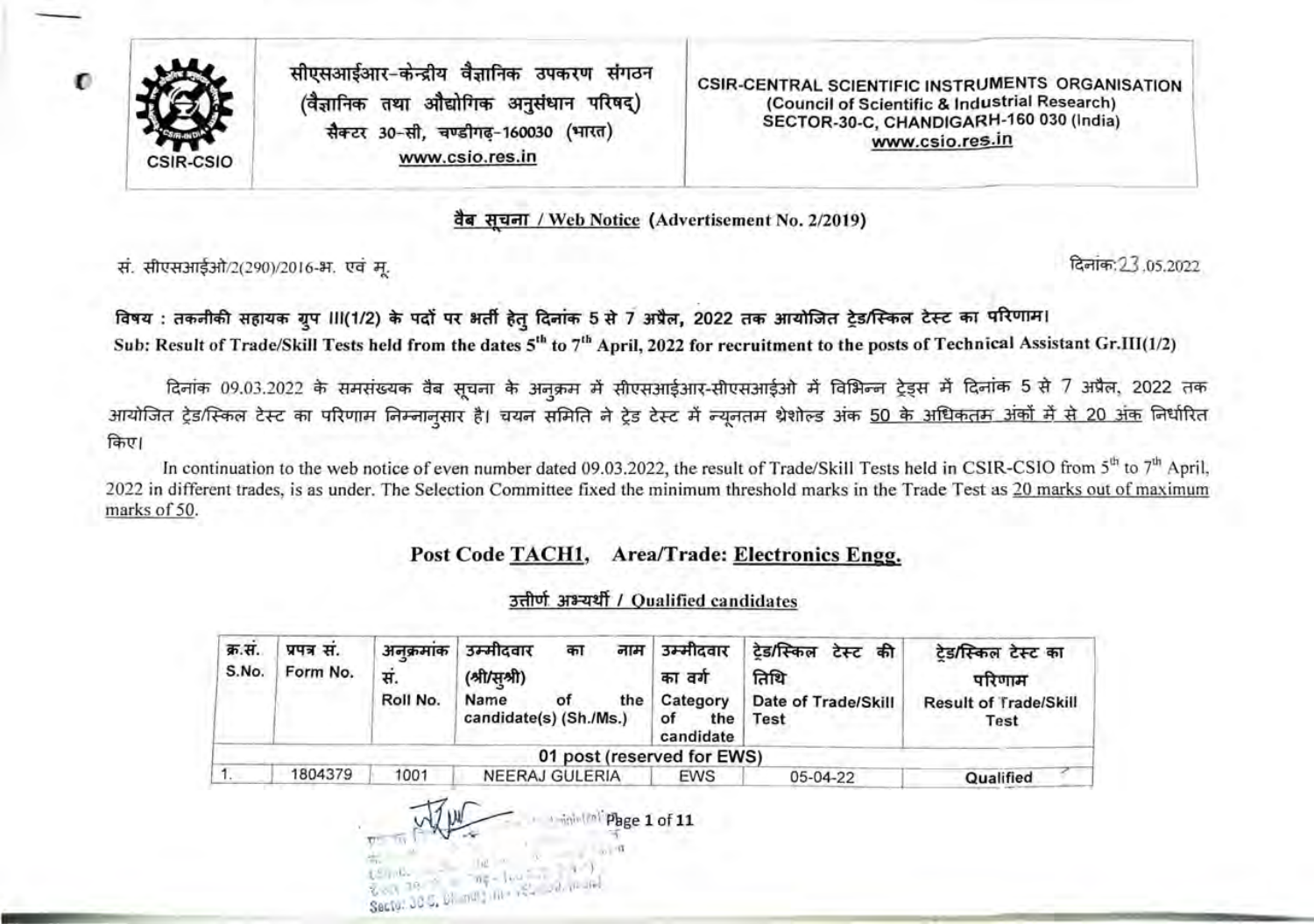सीएसआईआर-केन्द्रीय वैज्ञानिक उपकरण संगठन
(वैज्ञानिक तथा औद्योगिक अनुसंधान परिषद्)
सैक्टर 30-सी, चण्डीगढ़-160030 (भारत)
www.csio.res.in

CSIR-CENTRAL SCIENTIFIC INSTRUMENTS ORGANISATION
(Council of Scientific & Industrial Research)
SECTOR-30-C, CHANDIGARH-160 030 (India)
www.csio.res.in

## वैब सूचना / Web Notice (Advertisement No. 2/2019)

सं. सीएसआईओ/2(290)/2016-भ. एवं मू.

दिनांक: 23.05.2022

**विषय : तकनीकी सहायक ग्रुप III(1/2) के पदों पर भर्ती हेतु दिनांक 5 से 7 अप्रैल, 2022 तक आयोजित ट्रेड/स्किल टेस्ट का परिणाम।**
**Sub: Result of Trade/Skill Tests held from the dates 5th to 7th April, 2022 for recruitment to the posts of Technical Assistant Gr.III(1/2)**

दिनांक 09.03.2022 के समसंख्यक वैब सूचना के अनुक्रम में सीएसआईआर-सीएसआईओ में विभिन्न ट्रेड्स में दिनांक 5 से 7 अप्रैल, 2022 तक आयोजित ट्रेड/स्किल टेस्ट का परिणाम निम्नानुसार है। चयन समिति ने ट्रेड टेस्ट में न्यूनतम थ्रेशोल्ड अंक 50 के अधिकतम अंकों में से 20 अंक निर्धारित किए।

In continuation to the web notice of even number dated 09.03.2022, the result of Trade/Skill Tests held in CSIR-CSIO from 5th to 7th April, 2022 in different trades, is as under. The Selection Committee fixed the minimum threshold marks in the Trade Test as 20 marks out of maximum marks of 50.

### Post Code TACH1, Area/Trade: Electronics Engg.

#### उत्तीर्ण अभ्यर्थी / Qualified candidates

| क्र.सं. S.No. | प्रपत्र सं. Form No. | अनुक्रमांक सं. Roll No. | उम्मीदवार का नाम (श्री/सुश्री) Name of the candidate(s) (Sh./Ms.) | उम्मीदवार का वर्ग Category of the candidate | ट्रेड/स्किल टेस्ट की तिथि Date of Trade/Skill Test | ट्रेड/स्किल टेस्ट का परिणाम Result of Trade/Skill Test |
|---|---|---|---|---|---|---|
| 01 post (reserved for EWS) | | | | | | |
| 1. | 1804379 | 1001 | NEERAJ GULERIA | EWS | 05-04-22 | Qualified |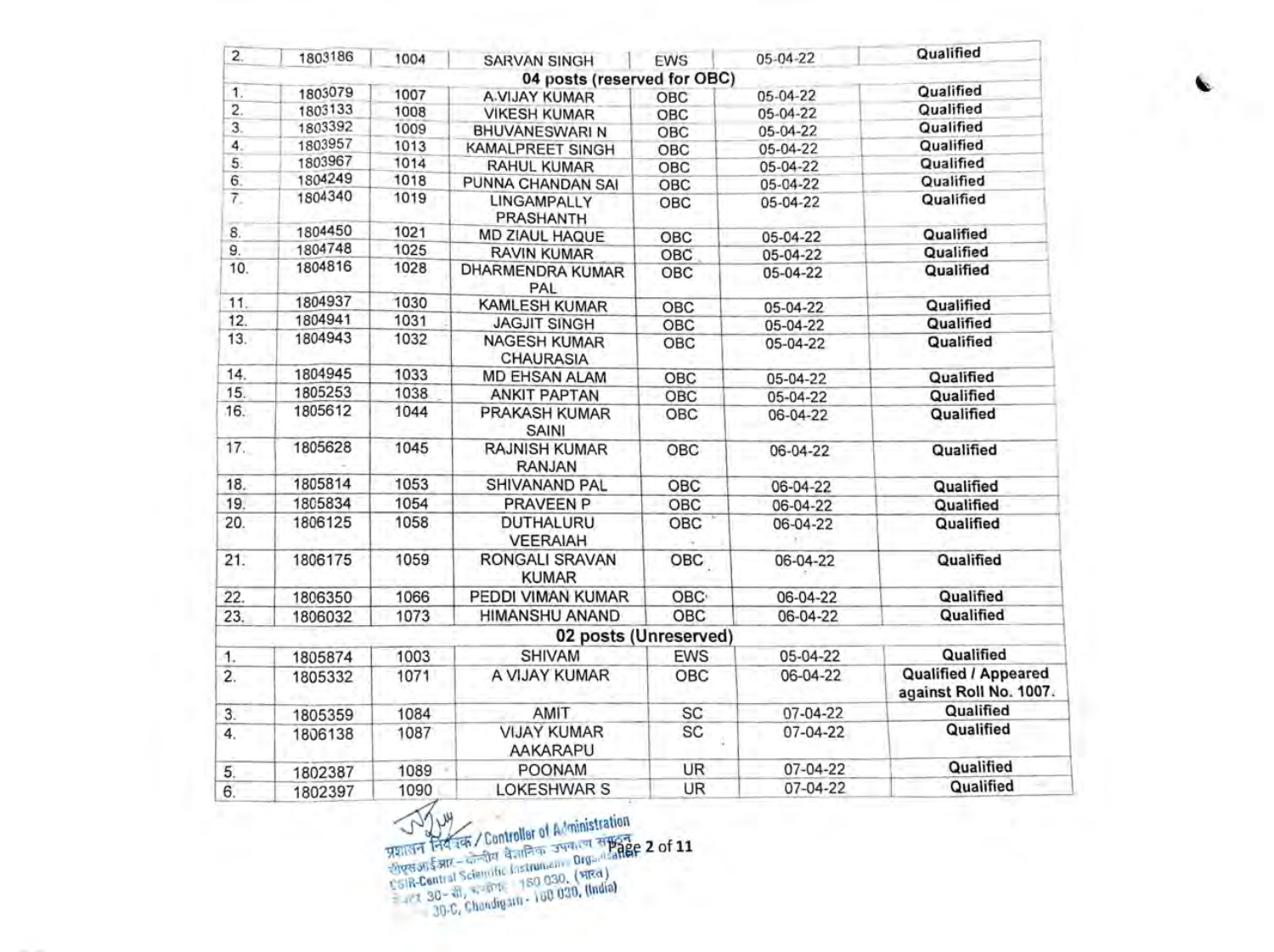| 2. | 1803186 | 1004 | SARVAN SINGH | EWS | 05-04-22 | Qualified |
|---|---|---|---|---|---|---|
| **04 posts (reserved for OBC)** | | | | | | |
| 1. | 1803079 | 1007 | A.VIJAY KUMAR | OBC | 05-04-22 | Qualified |
| 2. | 1803133 | 1008 | VIKESH KUMAR | OBC | 05-04-22 | Qualified |
| 3. | 1803392 | 1009 | BHUVANESWARI N | OBC | 05-04-22 | Qualified |
| 4. | 1803957 | 1013 | KAMALPREET SINGH | OBC | 05-04-22 | Qualified |
| 5. | 1803967 | 1014 | RAHUL KUMAR | OBC | 05-04-22 | Qualified |
| 6. | 1804249 | 1018 | PUNNA CHANDAN SAI | OBC | 05-04-22 | Qualified |
| 7. | 1804340 | 1019 | LINGAMPALLY PRASHANTH | OBC | 05-04-22 | Qualified |
| 8. | 1804450 | 1021 | MD ZIAUL HAQUE | OBC | 05-04-22 | Qualified |
| 9. | 1804748 | 1025 | RAVIN KUMAR | OBC | 05-04-22 | Qualified |
| 10. | 1804816 | 1028 | DHARMENDRA KUMAR PAL | OBC | 05-04-22 | Qualified |
| 11. | 1804937 | 1030 | KAMLESH KUMAR | OBC | 05-04-22 | Qualified |
| 12. | 1804941 | 1031 | JAGJIT SINGH | OBC | 05-04-22 | Qualified |
| 13. | 1804943 | 1032 | NAGESH KUMAR CHAURASIA | OBC | 05-04-22 | Qualified |
| 14. | 1804945 | 1033 | MD EHSAN ALAM | OBC | 05-04-22 | Qualified |
| 15. | 1805253 | 1038 | ANKIT PAPTAN | OBC | 05-04-22 | Qualified |
| 16. | 1805612 | 1044 | PRAKASH KUMAR SAINI | OBC | 06-04-22 | Qualified |
| 17. | 1805628 | 1045 | RAJNISH KUMAR RANJAN | OBC | 06-04-22 | Qualified |
| 18. | 1805814 | 1053 | SHIVANAND PAL | OBC | 06-04-22 | Qualified |
| 19. | 1805834 | 1054 | PRAVEEN P | OBC | 06-04-22 | Qualified |
| 20. | 1806125 | 1058 | DUTHALURU VEERAIAH | OBC | 06-04-22 | Qualified |
| 21. | 1806175 | 1059 | RONGALI SRAVAN KUMAR | OBC | 06-04-22 | Qualified |
| 22. | 1806350 | 1066 | PEDDI VIMAN KUMAR | OBC | 06-04-22 | Qualified |
| 23. | 1806032 | 1073 | HIMANSHU ANAND | OBC | 06-04-22 | Qualified |
| **02 posts (Unreserved)** | | | | | | |
| 1. | 1805874 | 1003 | SHIVAM | EWS | 05-04-22 | Qualified |
| 2. | 1805332 | 1071 | A VIJAY KUMAR | OBC | 06-04-22 | Qualified / Appeared against Roll No. 1007. |
| 3. | 1805359 | 1084 | AMIT | SC | 07-04-22 | Qualified |
| 4. | 1806138 | 1087 | VIJAY KUMAR AAKARAPU | SC | 07-04-22 | Qualified |
| 5. | 1802387 | 1089 | POONAM | UR | 07-04-22 | Qualified |
| 6. | 1802397 | 1090 | LOKESHWAR S | UR | 07-04-22 | Qualified |

प्रशासन नियंत्रक / Controller of Administration
सीएसआईआर – केन्द्रीय वैज्ञानिक उपकरण संगठन
CSIR-Central Scientific Instruments Organisation
सेक्टर 30-सी, चण्डीगढ़ - 160 030, (भारत)
Sector 30-C, Chandigarh - 160 030, (India)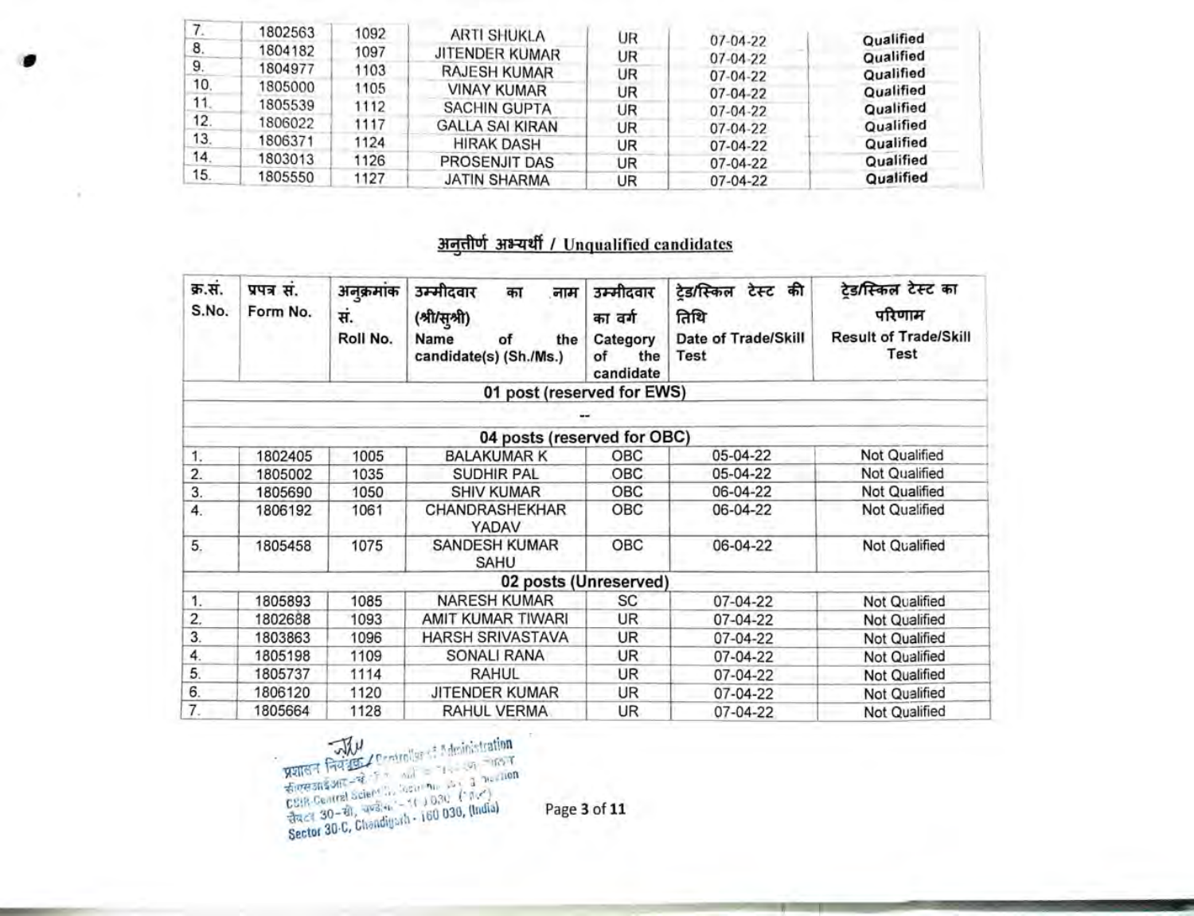| | | | | | | |
|---|---|---|---|---|---|---|
| 7. | 1802563 | 1092 | ARTI SHUKLA | UR | 07-04-22 | Qualified |
| 8. | 1804182 | 1097 | JITENDER KUMAR | UR | 07-04-22 | Qualified |
| 9. | 1804977 | 1103 | RAJESH KUMAR | UR | 07-04-22 | Qualified |
| 10. | 1805000 | 1105 | VINAY KUMAR | UR | 07-04-22 | Qualified |
| 11. | 1805539 | 1112 | SACHIN GUPTA | UR | 07-04-22 | Qualified |
| 12. | 1806022 | 1117 | GALLA SAI KIRAN | UR | 07-04-22 | Qualified |
| 13. | 1806371 | 1124 | HIRAK DASH | UR | 07-04-22 | Qualified |
| 14. | 1803013 | 1126 | PROSENJIT DAS | UR | 07-04-22 | Qualified |
| 15. | 1805550 | 1127 | JATIN SHARMA | UR | 07-04-22 | Qualified |

## अनुत्तीर्ण अभ्यर्थी / Unqualified candidates

| क्र.सं. S.No. | प्रपत्र सं. Form No. | अनुक्रमांक सं. Roll No. | उम्मीदवार का नाम (श्री/सुश्री) Name of the candidate(s) (Sh./Ms.) | उम्मीदवार का वर्ग Category of the candidate | ट्रेड/स्किल टेस्ट की तिथि Date of Trade/Skill Test | ट्रेड/स्किल टेस्ट का परिणाम Result of Trade/Skill Test |
|---|---|---|---|---|---|---|
| **01 post (reserved for EWS)** | | | | | | |
| -- | | | | | | |
| **04 posts (reserved for OBC)** | | | | | | |
| 1. | 1802405 | 1005 | BALAKUMAR K | OBC | 05-04-22 | Not Qualified |
| 2. | 1805002 | 1035 | SUDHIR PAL | OBC | 05-04-22 | Not Qualified |
| 3. | 1805690 | 1050 | SHIV KUMAR | OBC | 06-04-22 | Not Qualified |
| 4. | 1806192 | 1061 | CHANDRASHEKHAR YADAV | OBC | 06-04-22 | Not Qualified |
| 5. | 1805458 | 1075 | SANDESH KUMAR SAHU | OBC | 06-04-22 | Not Qualified |
| **02 posts (Unreserved)** | | | | | | |
| 1. | 1805893 | 1085 | NARESH KUMAR | SC | 07-04-22 | Not Qualified |
| 2. | 1802688 | 1093 | AMIT KUMAR TIWARI | UR | 07-04-22 | Not Qualified |
| 3. | 1803863 | 1096 | HARSH SRIVASTAVA | UR | 07-04-22 | Not Qualified |
| 4. | 1805198 | 1109 | SONALI RANA | UR | 07-04-22 | Not Qualified |
| 5. | 1805737 | 1114 | RAHUL | UR | 07-04-22 | Not Qualified |
| 6. | 1806120 | 1120 | JITENDER KUMAR | UR | 07-04-22 | Not Qualified |
| 7. | 1805664 | 1128 | RAHUL VERMA | UR | 07-04-22 | Not Qualified |

प्रशासन नियंत्रक / Controller of Administration
सीएसआईआर-केन्द्रीय वैज्ञानिक उपकरण संगठन
CSIR-Central Scientific Instruments Organisation
सैक्टर 30-सी, चण्डीगढ़ - 160 030 (भारत)
Sector 30-C, Chandigarh - 160 030, (India)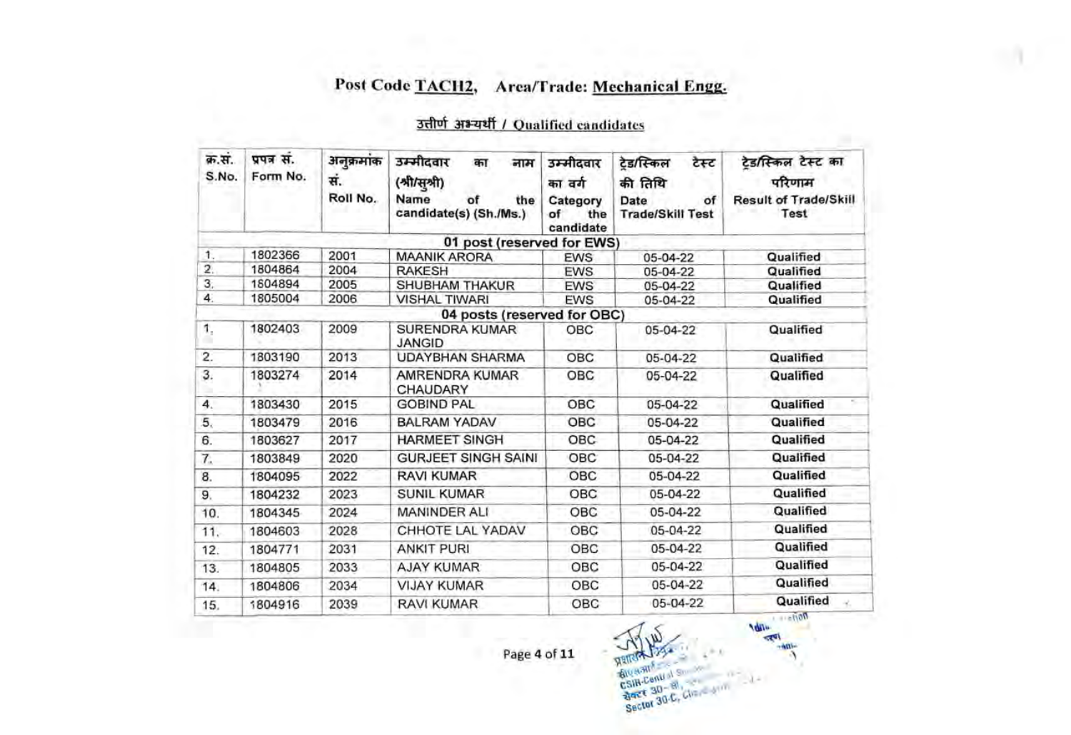# Post Code TACH2, Area/Trade: Mechanical Engg.

## उत्तीर्ण अभ्यर्थी / Qualified candidates

| क्र.सं. S.No. | प्रपत्र सं. Form No. | अनुक्रमांक सं. Roll No. | उम्मीदवार का नाम (श्री/सुश्री) Name of the candidate(s) (Sh./Ms.) | उम्मीदवार का वर्ग Category of the candidate | ट्रेड/स्किल टेस्ट की तिथि Date of Trade/Skill Test | ट्रेड/स्किल टेस्ट का परिणाम Result of Trade/Skill Test |
|---|---|---|---|---|---|---|
| **01 post (reserved for EWS)** | | | | | | |
| 1. | 1802366 | 2001 | MAANIK ARORA | EWS | 05-04-22 | Qualified |
| 2. | 1804864 | 2004 | RAKESH | EWS | 05-04-22 | Qualified |
| 3. | 1804894 | 2005 | SHUBHAM THAKUR | EWS | 05-04-22 | Qualified |
| 4. | 1805004 | 2006 | VISHAL TIWARI | EWS | 05-04-22 | Qualified |
| **04 posts (reserved for OBC)** | | | | | | |
| 1. | 1802403 | 2009 | SURENDRA KUMAR JANGID | OBC | 05-04-22 | Qualified |
| 2. | 1803190 | 2013 | UDAYBHAN SHARMA | OBC | 05-04-22 | Qualified |
| 3. | 1803274 | 2014 | AMRENDRA KUMAR CHAUDARY | OBC | 05-04-22 | Qualified |
| 4. | 1803430 | 2015 | GOBIND PAL | OBC | 05-04-22 | Qualified |
| 5. | 1803479 | 2016 | BALRAM YADAV | OBC | 05-04-22 | Qualified |
| 6. | 1803627 | 2017 | HARMEET SINGH | OBC | 05-04-22 | Qualified |
| 7. | 1803849 | 2020 | GURJEET SINGH SAINI | OBC | 05-04-22 | Qualified |
| 8. | 1804095 | 2022 | RAVI KUMAR | OBC | 05-04-22 | Qualified |
| 9. | 1804232 | 2023 | SUNIL KUMAR | OBC | 05-04-22 | Qualified |
| 10. | 1804345 | 2024 | MANINDER ALI | OBC | 05-04-22 | Qualified |
| 11. | 1804603 | 2028 | CHHOTE LAL YADAV | OBC | 05-04-22 | Qualified |
| 12. | 1804771 | 2031 | ANKIT PURI | OBC | 05-04-22 | Qualified |
| 13. | 1804805 | 2033 | AJAY KUMAR | OBC | 05-04-22 | Qualified |
| 14. | 1804806 | 2034 | VIJAY KUMAR | OBC | 05-04-22 | Qualified |
| 15. | 1804916 | 2039 | RAVI KUMAR | OBC | 05-04-22 | Qualified |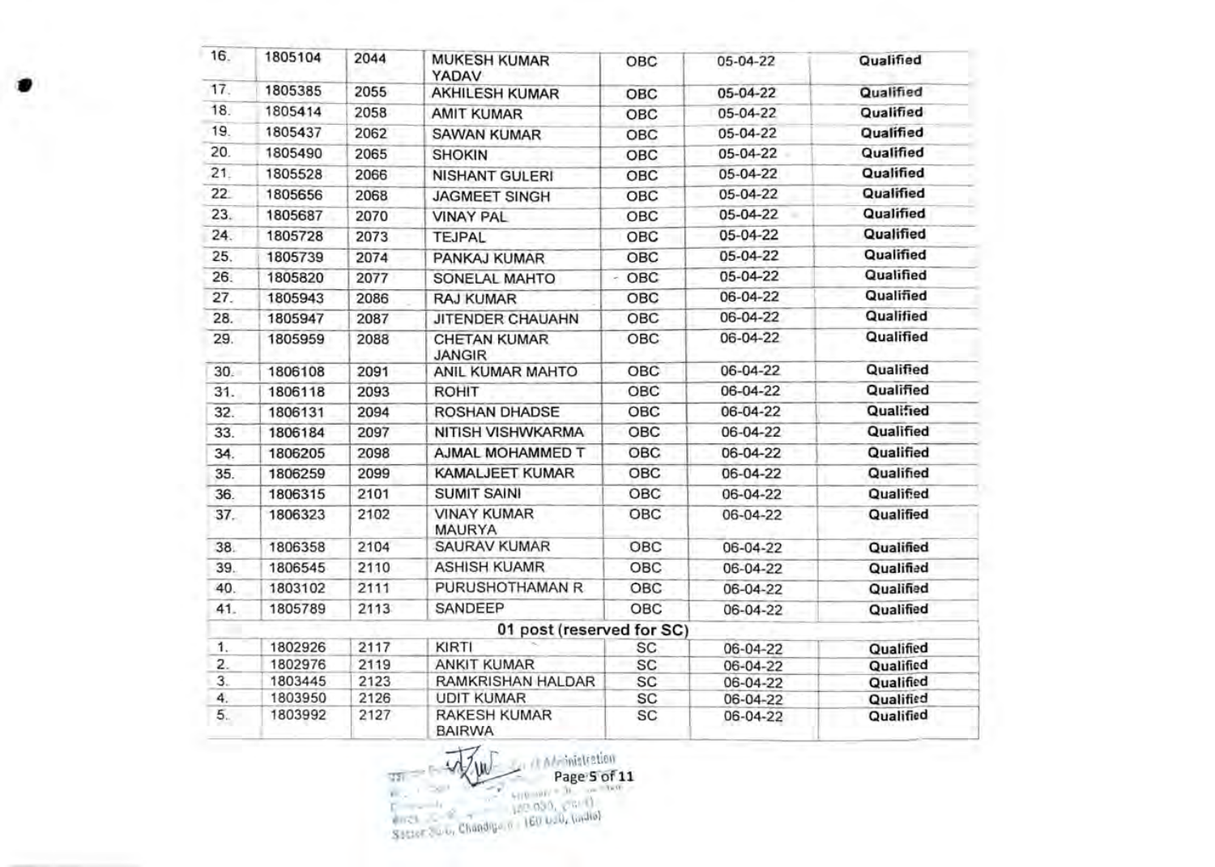| | | | | | | |
|---|---|---|---|---|---|---|
| 16. | 1805104 | 2044 | MUKESH KUMAR YADAV | OBC | 05-04-22 | Qualified |
| 17. | 1805385 | 2055 | AKHILESH KUMAR | OBC | 05-04-22 | Qualified |
| 18. | 1805414 | 2058 | AMIT KUMAR | OBC | 05-04-22 | Qualified |
| 19. | 1805437 | 2062 | SAWAN KUMAR | OBC | 05-04-22 | Qualified |
| 20. | 1805490 | 2065 | SHOKIN | OBC | 05-04-22 | Qualified |
| 21. | 1805528 | 2066 | NISHANT GULERI | OBC | 05-04-22 | Qualified |
| 22. | 1805656 | 2068 | JAGMEET SINGH | OBC | 05-04-22 | Qualified |
| 23. | 1805687 | 2070 | VINAY PAL | OBC | 05-04-22 | Qualified |
| 24. | 1805728 | 2073 | TEJPAL | OBC | 05-04-22 | Qualified |
| 25. | 1805739 | 2074 | PANKAJ KUMAR | OBC | 05-04-22 | Qualified |
| 26. | 1805820 | 2077 | SONELAL MAHTO | OBC | 05-04-22 | Qualified |
| 27. | 1805943 | 2086 | RAJ KUMAR | OBC | 06-04-22 | Qualified |
| 28. | 1805947 | 2087 | JITENDER CHAUAHN | OBC | 06-04-22 | Qualified |
| 29. | 1805959 | 2088 | CHETAN KUMAR JANGIR | OBC | 06-04-22 | Qualified |
| 30. | 1806108 | 2091 | ANIL KUMAR MAHTO | OBC | 06-04-22 | Qualified |
| 31. | 1806118 | 2093 | ROHIT | OBC | 06-04-22 | Qualified |
| 32. | 1806131 | 2094 | ROSHAN DHADSE | OBC | 06-04-22 | Qualified |
| 33. | 1806184 | 2097 | NITISH VISHWKARMA | OBC | 06-04-22 | Qualified |
| 34. | 1806205 | 2098 | AJMAL MOHAMMED T | OBC | 06-04-22 | Qualified |
| 35. | 1806259 | 2099 | KAMALJEET KUMAR | OBC | 06-04-22 | Qualified |
| 36. | 1806315 | 2101 | SUMIT SAINI | OBC | 06-04-22 | Qualified |
| 37. | 1806323 | 2102 | VINAY KUMAR MAURYA | OBC | 06-04-22 | Qualified |
| 38. | 1806358 | 2104 | SAURAV KUMAR | OBC | 06-04-22 | Qualified |
| 39. | 1806545 | 2110 | ASHISH KUAMR | OBC | 06-04-22 | Qualified |
| 40. | 1803102 | 2111 | PURUSHOTHAMAN R | OBC | 06-04-22 | Qualified |
| 41. | 1805789 | 2113 | SANDEEP | OBC | 06-04-22 | Qualified |
| 01 post (reserved for SC) | | | | | | |
| 1. | 1802926 | 2117 | KIRTI | SC | 06-04-22 | Qualified |
| 2. | 1802976 | 2119 | ANKIT KUMAR | SC | 06-04-22 | Qualified |
| 3. | 1803445 | 2123 | RAMKRISHAN HALDAR | SC | 06-04-22 | Qualified |
| 4. | 1803950 | 2126 | UDIT KUMAR | SC | 06-04-22 | Qualified |
| 5. | 1803992 | 2127 | RAKESH KUMAR BAIRWA | SC | 06-04-22 | Qualified |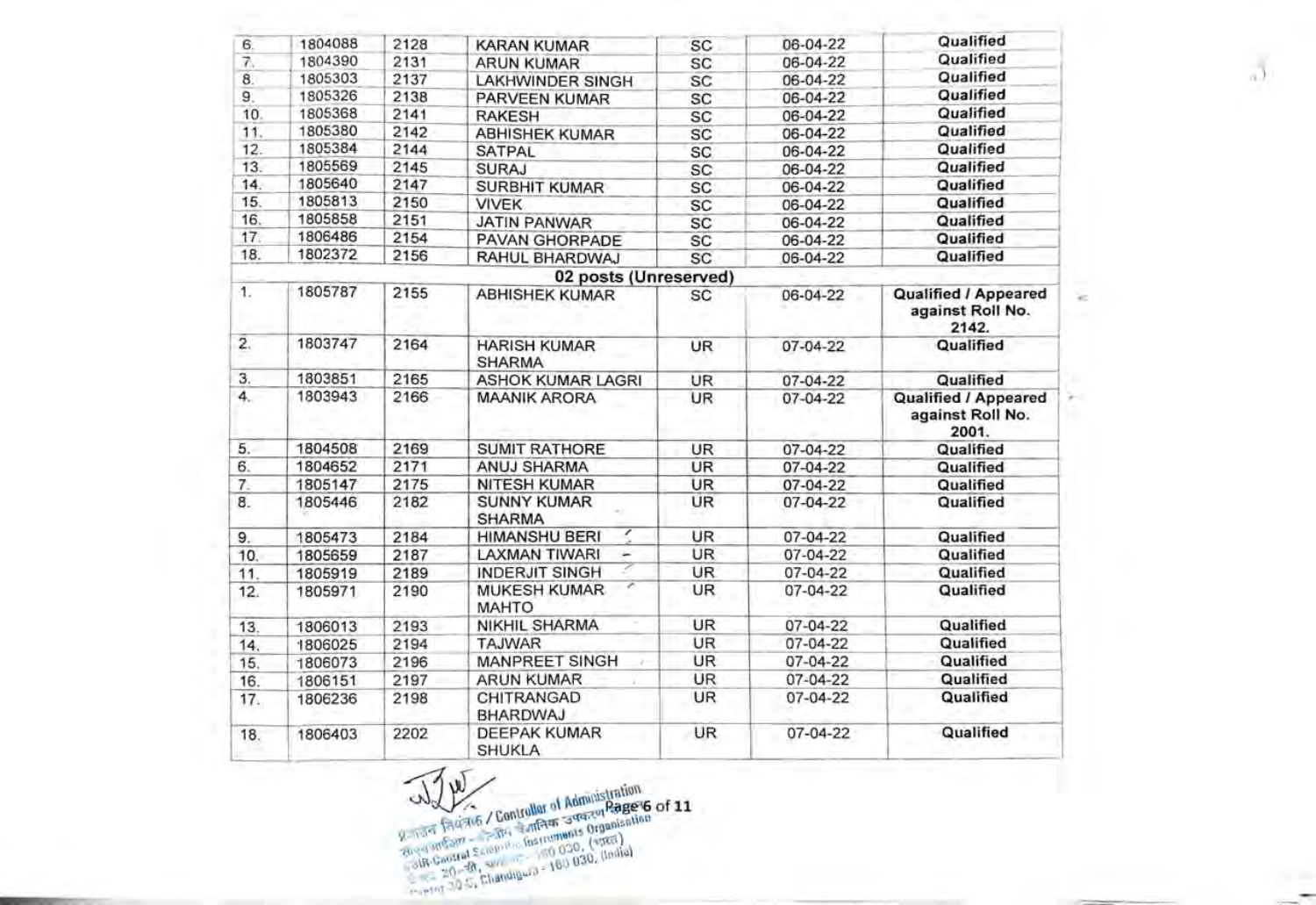| | | | | | | |
|---|---|---|---|---|---|---|
| 6. | 1804088 | 2128 | KARAN KUMAR | SC | 06-04-22 | Qualified |
| 7. | 1804390 | 2131 | ARUN KUMAR | SC | 06-04-22 | Qualified |
| 8. | 1805303 | 2137 | LAKHWINDER SINGH | SC | 06-04-22 | Qualified |
| 9. | 1805326 | 2138 | PARVEEN KUMAR | SC | 06-04-22 | Qualified |
| 10. | 1805368 | 2141 | RAKESH | SC | 06-04-22 | Qualified |
| 11. | 1805380 | 2142 | ABHISHEK KUMAR | SC | 06-04-22 | Qualified |
| 12. | 1805384 | 2144 | SATPAL | SC | 06-04-22 | Qualified |
| 13. | 1805569 | 2145 | SURAJ | SC | 06-04-22 | Qualified |
| 14. | 1805640 | 2147 | SURBHIT KUMAR | SC | 06-04-22 | Qualified |
| 15. | 1805813 | 2150 | VIVEK | SC | 06-04-22 | Qualified |
| 16. | 1805858 | 2151 | JATIN PANWAR | SC | 06-04-22 | Qualified |
| 17. | 1806486 | 2154 | PAVAN GHORPADE | SC | 06-04-22 | Qualified |
| 18. | 1802372 | 2156 | RAHUL BHARDWAJ | SC | 06-04-22 | Qualified |
| | | | **02 posts (Unreserved)** | | | |
| 1. | 1805787 | 2155 | ABHISHEK KUMAR | SC | 06-04-22 | **Qualified / Appeared against Roll No. 2142.** |
| 2. | 1803747 | 2164 | HARISH KUMAR SHARMA | UR | 07-04-22 | Qualified |
| 3. | 1803851 | 2165 | ASHOK KUMAR LAGRI | UR | 07-04-22 | Qualified |
| 4. | 1803943 | 2166 | MAANIK ARORA | UR | 07-04-22 | **Qualified / Appeared against Roll No. 2001.** |
| 5. | 1804508 | 2169 | SUMIT RATHORE | UR | 07-04-22 | Qualified |
| 6. | 1804652 | 2171 | ANUJ SHARMA | UR | 07-04-22 | Qualified |
| 7. | 1805147 | 2175 | NITESH KUMAR | UR | 07-04-22 | Qualified |
| 8. | 1805446 | 2182 | SUNNY KUMAR SHARMA | UR | 07-04-22 | Qualified |
| 9. | 1805473 | 2184 | HIMANSHU BERI | UR | 07-04-22 | Qualified |
| 10. | 1805659 | 2187 | LAXMAN TIWARI | UR | 07-04-22 | Qualified |
| 11. | 1805919 | 2189 | INDERJIT SINGH | UR | 07-04-22 | Qualified |
| 12. | 1805971 | 2190 | MUKESH KUMAR MAHTO | UR | 07-04-22 | Qualified |
| 13. | 1806013 | 2193 | NIKHIL SHARMA | UR | 07-04-22 | Qualified |
| 14. | 1806025 | 2194 | TAJWAR | UR | 07-04-22 | Qualified |
| 15. | 1806073 | 2196 | MANPREET SINGH | UR | 07-04-22 | Qualified |
| 16. | 1806151 | 2197 | ARUN KUMAR | UR | 07-04-22 | Qualified |
| 17. | 1806236 | 2198 | CHITRANGAD BHARDWAJ | UR | 07-04-22 | Qualified |
| 18. | 1806403 | 2202 | DEEPAK KUMAR SHUKLA | UR | 07-04-22 | Qualified |

प्रशासन नियंत्रक / Controller of Administration
केन्द्रीय वैज्ञानिक उपकरण संगठन
CSIR-Central Scientific Instruments Organisation
सेक्टर 30-सी, चण्डीगढ़ - 160 030, (भारत)
Sector 30-C, Chandigarh - 160 030, (India)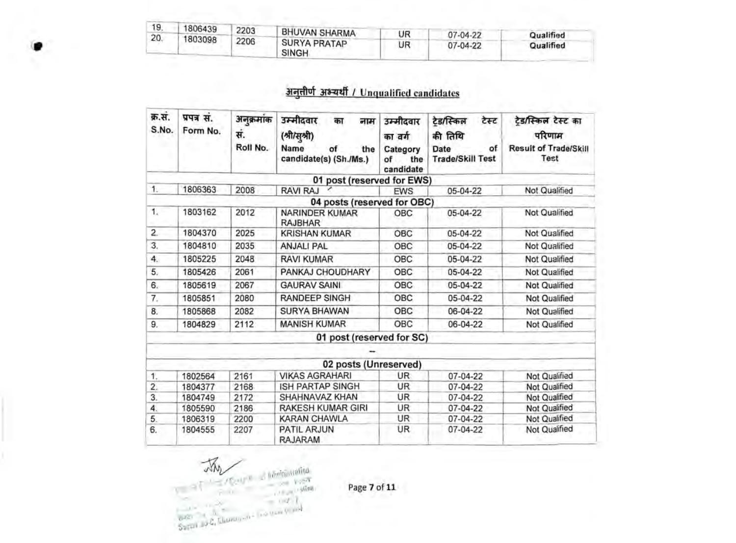| 19. | 1806439 | 2203 | BHUVAN SHARMA | UR | 07-04-22 | Qualified |
|---|---|---|---|---|---|---|
| 20. | 1803098 | 2206 | SURYA PRATAP SINGH | UR | 07-04-22 | Qualified |

## अनुत्तीर्ण अभ्यर्थी / Unqualified candidates

| क्र.सं. S.No. | प्रपत्र सं. Form No. | अनुक्रमांक सं. Roll No. | उम्मीदवार का नाम (श्री/सुश्री) Name of the candidate(s) (Sh./Ms.) | उम्मीदवार का वर्ग Category of the candidate | ट्रेड/स्किल टेस्ट की तिथि Date of Trade/Skill Test | ट्रेड/स्किल टेस्ट का परिणाम Result of Trade/Skill Test |
|---|---|---|---|---|---|---|
| | | | **01 post (reserved for EWS)** | | | |
| 1. | 1806363 | 2008 | RAVI RAJ | EWS | 05-04-22 | Not Qualified |
| | | | **04 posts (reserved for OBC)** | | | |
| 1. | 1803162 | 2012 | NARINDER KUMAR RAJBHAR | OBC | 05-04-22 | Not Qualified |
| 2. | 1804370 | 2025 | KRISHAN KUMAR | OBC | 05-04-22 | Not Qualified |
| 3. | 1804810 | 2035 | ANJALI PAL | OBC | 05-04-22 | Not Qualified |
| 4. | 1805225 | 2048 | RAVI KUMAR | OBC | 05-04-22 | Not Qualified |
| 5. | 1805426 | 2061 | PANKAJ CHOUDHARY | OBC | 05-04-22 | Not Qualified |
| 6. | 1805619 | 2067 | GAURAV SAINI | OBC | 05-04-22 | Not Qualified |
| 7. | 1805851 | 2080 | RANDEEP SINGH | OBC | 05-04-22 | Not Qualified |
| 8. | 1805868 | 2082 | SURYA BHAWAN | OBC | 06-04-22 | Not Qualified |
| 9. | 1804829 | 2112 | MANISH KUMAR | OBC | 06-04-22 | Not Qualified |
| | | | **01 post (reserved for SC)** | | | |
| | | | -- | | | |
| | | | **02 posts (Unreserved)** | | | |
| 1. | 1802564 | 2161 | VIKAS AGRAHARI | UR | 07-04-22 | Not Qualified |
| 2. | 1804377 | 2168 | ISH PARTAP SINGH | UR | 07-04-22 | Not Qualified |
| 3. | 1804749 | 2172 | SHAHNAVAZ KHAN | UR | 07-04-22 | Not Qualified |
| 4. | 1805590 | 2186 | RAKESH KUMAR GIRI | UR | 07-04-22 | Not Qualified |
| 5. | 1806319 | 2200 | KARAN CHAWLA | UR | 07-04-22 | Not Qualified |
| 6. | 1804555 | 2207 | PATIL ARJUN RAJARAM | UR | 07-04-22 | Not Qualified |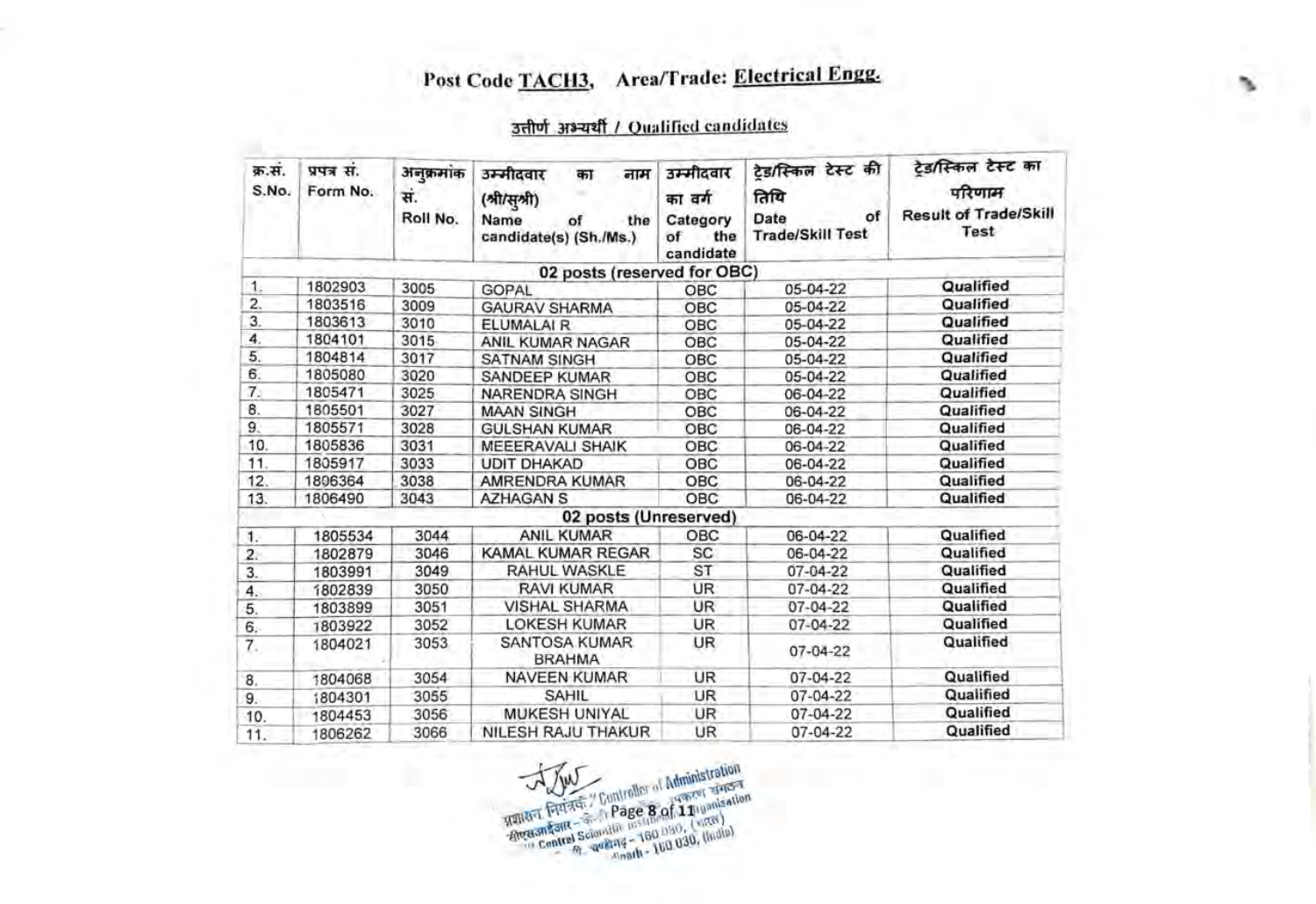# Post Code TACH3, Area/Trade: Electrical Engg.

## उत्तीर्ण अभ्यर्थी / Qualified candidates

| क्र.सं. S.No. | प्रपत्र सं. Form No. | अनुक्रमांक सं. Roll No. | उम्मीदवार का नाम (श्री/सुश्री) Name of the candidate(s) (Sh./Ms.) | उम्मीदवार का वर्ग Category of the candidate | ट्रेड/स्किल टेस्ट की तिथि Date of Trade/Skill Test | ट्रेड/स्किल टेस्ट का परिणाम Result of Trade/Skill Test |
|---|---|---|---|---|---|---|
| **02 posts (reserved for OBC)** | | | | | | |
| 1. | 1802903 | 3005 | GOPAL | OBC | 05-04-22 | Qualified |
| 2. | 1803516 | 3009 | GAURAV SHARMA | OBC | 05-04-22 | Qualified |
| 3. | 1803613 | 3010 | ELUMALAI R | OBC | 05-04-22 | Qualified |
| 4. | 1804101 | 3015 | ANIL KUMAR NAGAR | OBC | 05-04-22 | Qualified |
| 5. | 1804814 | 3017 | SATNAM SINGH | OBC | 05-04-22 | Qualified |
| 6. | 1805080 | 3020 | SANDEEP KUMAR | OBC | 05-04-22 | Qualified |
| 7. | 1805471 | 3025 | NARENDRA SINGH | OBC | 06-04-22 | Qualified |
| 8. | 1805501 | 3027 | MAAN SINGH | OBC | 06-04-22 | Qualified |
| 9. | 1805571 | 3028 | GULSHAN KUMAR | OBC | 06-04-22 | Qualified |
| 10. | 1805836 | 3031 | MEEERAVALI SHAIK | OBC | 06-04-22 | Qualified |
| 11. | 1805917 | 3033 | UDIT DHAKAD | OBC | 06-04-22 | Qualified |
| 12. | 1806364 | 3038 | AMRENDRA KUMAR | OBC | 06-04-22 | Qualified |
| 13. | 1806490 | 3043 | AZHAGAN S | OBC | 06-04-22 | Qualified |
| **02 posts (Unreserved)** | | | | | | |
| 1. | 1805534 | 3044 | ANIL KUMAR | OBC | 06-04-22 | Qualified |
| 2. | 1802879 | 3046 | KAMAL KUMAR REGAR | SC | 06-04-22 | Qualified |
| 3. | 1803991 | 3049 | RAHUL WASKLE | ST | 07-04-22 | Qualified |
| 4. | 1802839 | 3050 | RAVI KUMAR | UR | 07-04-22 | Qualified |
| 5. | 1803899 | 3051 | VISHAL SHARMA | UR | 07-04-22 | Qualified |
| 6. | 1803922 | 3052 | LOKESH KUMAR | UR | 07-04-22 | Qualified |
| 7. | 1804021 | 3053 | SANTOSA KUMAR BRAHMA | UR | 07-04-22 | Qualified |
| 8. | 1804068 | 3054 | NAVEEN KUMAR | UR | 07-04-22 | Qualified |
| 9. | 1804301 | 3055 | SAHIL | UR | 07-04-22 | Qualified |
| 10. | 1804453 | 3056 | MUKESH UNIYAL | UR | 07-04-22 | Qualified |
| 11. | 1806262 | 3066 | NILESH RAJU THAKUR | UR | 07-04-22 | Qualified |

प्रशासन नियंत्रक / Controller of Administration
सीएसआईआर - केन्द्रीय वैज्ञानिक उपकरण संगठन
CSIR - Central Scientific Instruments Organisation
चण्डीगढ़ - 160 030, (भारत)
Chandigarh - 160 030, (India)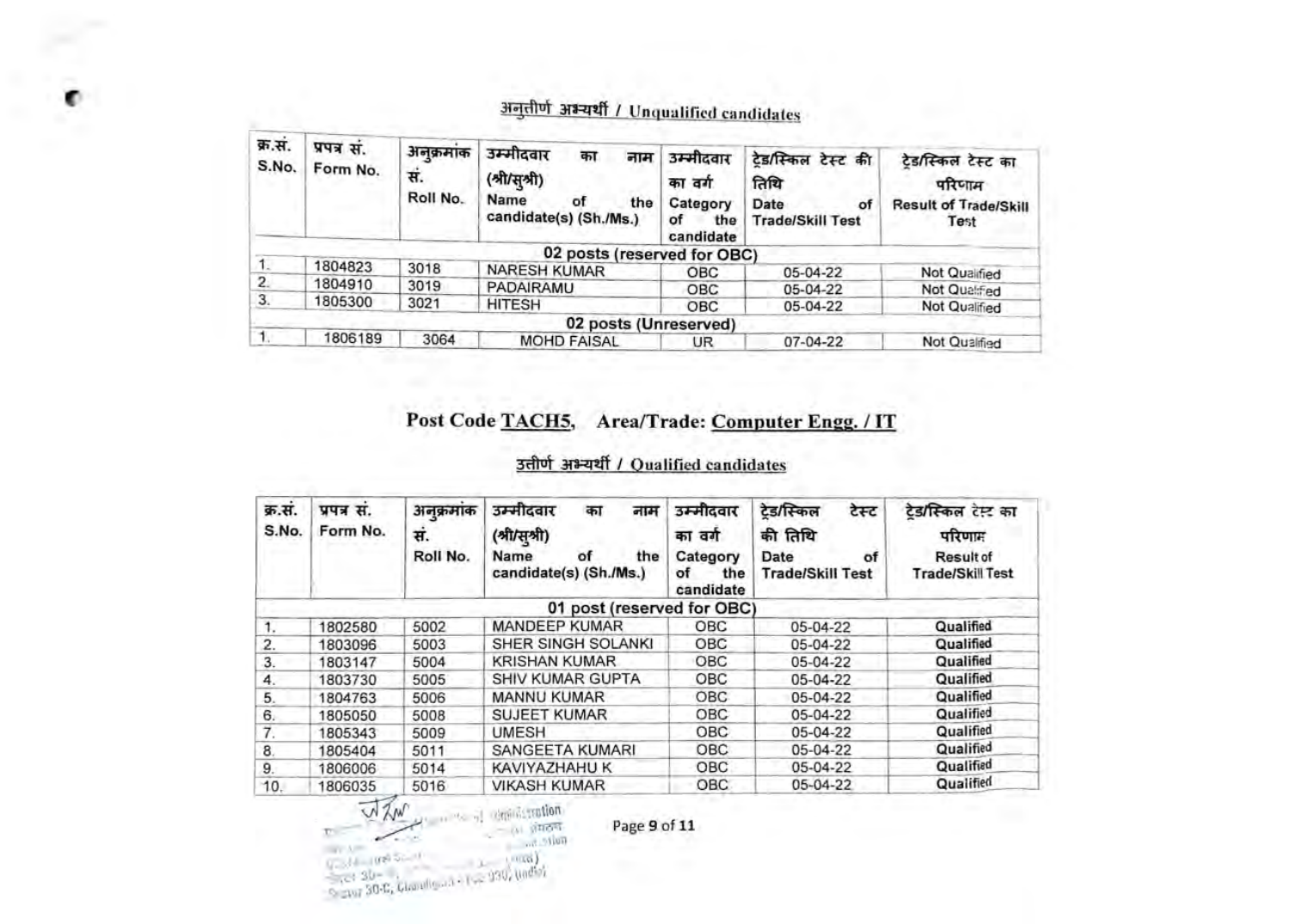### अनुत्तीर्ण अभ्यर्थी / Unqualified candidates

| क्र.सं. S.No. | प्रपत्र सं. Form No. | अनुक्रमांक सं. Roll No. | उम्मीदवार का नाम (श्री/सुश्री) Name of the candidate(s) (Sh./Ms.) | उम्मीदवार का वर्ग Category of the candidate | ट्रेड/स्किल टेस्ट की तिथि Date of Trade/Skill Test | ट्रेड/स्किल टेस्ट का परिणाम Result of Trade/Skill Test |
|---|---|---|---|---|---|---|
| 02 posts (reserved for OBC) | | | | | | |
| 1. | 1804823 | 3018 | NARESH KUMAR | OBC | 05-04-22 | Not Qualified |
| 2. | 1804910 | 3019 | PADAIRAMU | OBC | 05-04-22 | Not Qualified |
| 3. | 1805300 | 3021 | HITESH | OBC | 05-04-22 | Not Qualified |
| 02 posts (Unreserved) | | | | | | |
| 1. | 1806189 | 3064 | MOHD FAISAL | UR | 07-04-22 | Not Qualified |

## Post Code TACH5, Area/Trade: Computer Engg. / IT

### उत्तीर्ण अभ्यर्थी / Qualified candidates

| क्र.सं. S.No. | प्रपत्र सं. Form No. | अनुक्रमांक सं. Roll No. | उम्मीदवार का नाम (श्री/सुश्री) Name of the candidate(s) (Sh./Ms.) | उम्मीदवार का वर्ग Category of the candidate | ट्रेड/स्किल टेस्ट की तिथि Date of Trade/Skill Test | ट्रेड/स्किल टेस्ट का परिणाम Result of Trade/Skill Test |
|---|---|---|---|---|---|---|
| 01 post (reserved for OBC) | | | | | | |
| 1. | 1802580 | 5002 | MANDEEP KUMAR | OBC | 05-04-22 | Qualified |
| 2. | 1803096 | 5003 | SHER SINGH SOLANKI | OBC | 05-04-22 | Qualified |
| 3. | 1803147 | 5004 | KRISHAN KUMAR | OBC | 05-04-22 | Qualified |
| 4. | 1803730 | 5005 | SHIV KUMAR GUPTA | OBC | 05-04-22 | Qualified |
| 5. | 1804763 | 5006 | MANNU KUMAR | OBC | 05-04-22 | Qualified |
| 6. | 1805050 | 5008 | SUJEET KUMAR | OBC | 05-04-22 | Qualified |
| 7. | 1805343 | 5009 | UMESH | OBC | 05-04-22 | Qualified |
| 8. | 1805404 | 5011 | SANGEETA KUMARI | OBC | 05-04-22 | Qualified |
| 9. | 1806006 | 5014 | KAVIYAZHAHU K | OBC | 05-04-22 | Qualified |
| 10. | 1806035 | 5016 | VIKASH KUMAR | OBC | 05-04-22 | Qualified |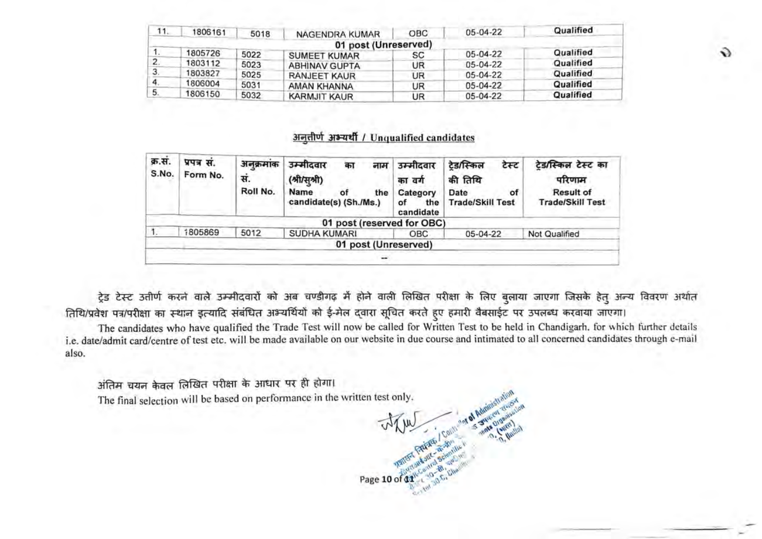| | | | | | | |
|---|---|---|---|---|---|---|
| 11. | 1806161 | 5018 | NAGENDRA KUMAR | OBC | 05-04-22 | Qualified |
| **01 post (Unreserved)** | | | | | | |
| 1. | 1805726 | 5022 | SUMEET KUMAR | SC | 05-04-22 | Qualified |
| 2. | 1803112 | 5023 | ABHINAV GUPTA | UR | 05-04-22 | Qualified |
| 3. | 1803827 | 5025 | RANJEET KAUR | UR | 05-04-22 | Qualified |
| 4. | 1806004 | 5031 | AMAN KHANNA | UR | 05-04-22 | Qualified |
| 5. | 1806150 | 5032 | KARMJIT KAUR | UR | 05-04-22 | Qualified |

## अनुत्तीर्ण अभ्यर्थी / Unqualified candidates

| क्र.सं. S.No. | प्रपत्र सं. Form No. | अनुक्रमांक सं. Roll No. | उम्मीदवार का नाम (श्री/सुश्री) Name of the candidate(s) (Sh./Ms.) | उम्मीदवार का वर्ग Category of the candidate | ट्रेड/स्किल टेस्ट की तिथि Date of Trade/Skill Test | ट्रेड/स्किल टेस्ट का परिणाम Result of Trade/Skill Test |
|---|---|---|---|---|---|---|
| **01 post (reserved for OBC)** | | | | | | |
| 1. | 1805869 | 5012 | SUDHA KUMARI | OBC | 05-04-22 | Not Qualified |
| **01 post (Unreserved)** | | | | | | |
| -- | | | | | | |

ट्रेड टेस्ट उत्तीर्ण करने वाले उम्मीदवारों को अब चण्डीगढ़ में होने वाली लिखित परीक्षा के लिए बुलाया जाएगा जिसके हेतु अन्य विवरण अर्थात तिथि/प्रवेश पत्र/परीक्षा का स्थान इत्यादि संबंधित अभ्यर्थियों को ई-मेल द्वारा सूचित करते हुए हमारी वैबसाईट पर उपलब्ध करवाया जाएगा।

The candidates who have qualified the Trade Test will now be called for Written Test to be held in Chandigarh, for which further details i.e. date/admit card/centre of test etc. will be made available on our website in due course and intimated to all concerned candidates through e-mail also.

अंतिम चयन केवल लिखित परीक्षा के आधार पर ही होगा।

The final selection will be based on performance in the written test only.

प्रशासन नियंत्रक / Controller of Administration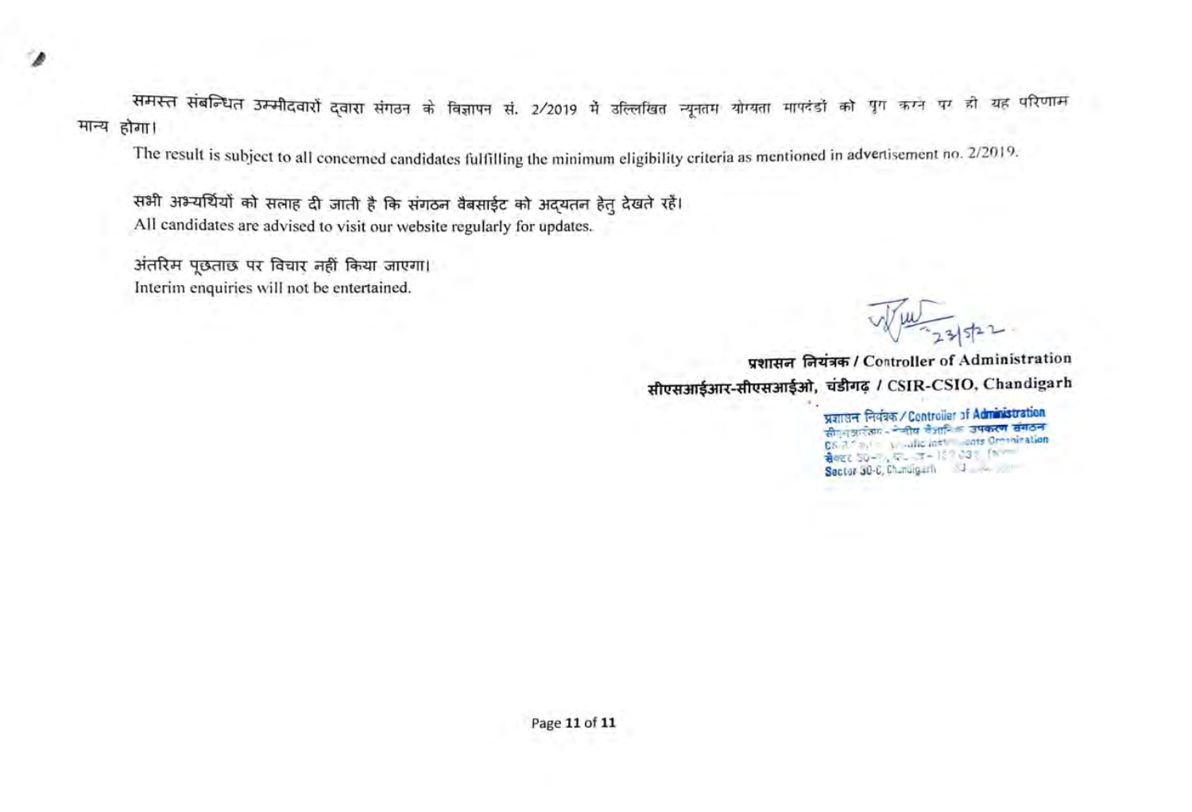समस्त संबन्धित उम्मीदवारों द्वारा संगठन के विज्ञापन सं. 2/2019 में उल्लिखित न्यूनतम योग्यता मापदंडों को पूरा करने पर ही यह परिणाम मान्य होगा।

The result is subject to all concerned candidates fulfilling the minimum eligibility criteria as mentioned in advertisement no. 2/2019.

सभी अभ्यर्थियों को सलाह दी जाती है कि संगठन वैबसाईट को अद्यतन हेतु देखते रहें।

All candidates are advised to visit our website regularly for updates.

अंतरिम पूछताछ पर विचार नहीं किया जाएगा।

Interim enquiries will not be entertained.

23/5/22

**प्रशासन नियंत्रक / Controller of Administration**

**सीएसआईआर-सीएसआईओ, चंडीगढ़ / CSIR-CSIO, Chandigarh**

प्रशासन नियंत्रक / Controller of Administration
सीएसआईआर - केन्द्रीय वैज्ञानिक उपकरण संगठन
CSIR-Central Scientific Instruments Organisation
सैक्टर 30-सी, चंडीगढ़
Sector 30-C, Chandigarh